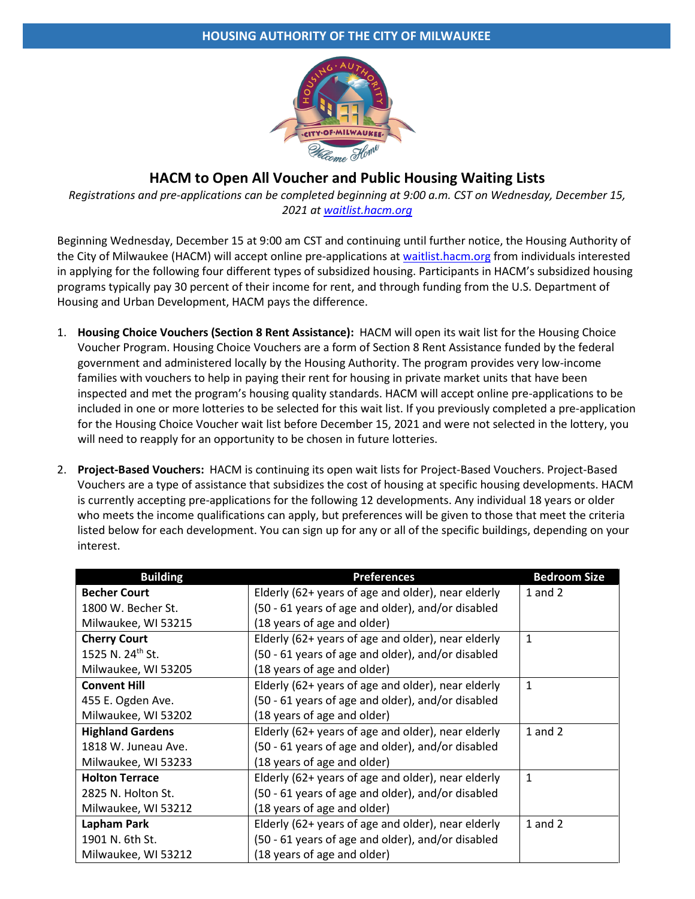**HOUSING AUTHORITY OF THE CITY OF MILWAUKEE**

# HACM to Open All Voucher and Public Housing Waiting Lists

*Registrations and pre-applications can be completed beginning at 9:00 a.m. CST on Wednesday, December 15, 2021 at [waitlist.hacm.org](waitlist.hacm.org)*

Beginning Wednesday, December 15 at 9:00 am CST and continuing until further notice, the Housing Authority of the City of Milwaukee (HACM) will accept online pre-applications at [waitlist.hacm.org](waitlist.hacm.org) from individuals interested in applying for the following four different types of subsidized housing. Participants in HACM's subsidized housing programs typically pay 30 percent of their income for rent, and through funding from the U.S. Department of Housing and Urban Development, HACM pays the difference.

1. **Housing Choice Vouchers (Section 8 Rent Assistance):** HACM will open its wait list for the Housing Choice Voucher Program. Housing Choice Vouchers are a form of Section 8 Rent Assistance funded by the federal government and administered locally by the Housing Authority. The program provides very low-income families with vouchers to help in paying their rent for housing in private market units that have been inspected and met the program's housing quality standards. HACM will accept online pre-applications to be included in one or more lotteries to be selected for this wait list. If you previously completed a pre-application for the Housing Choice Voucher wait list before December 15, 2021 and were not selected in the lottery, you will need to reapply for an opportunity to be chosen in future lotteries.

2. **Project-Based Vouchers:** HACM is continuing its open wait lists for Project-Based Vouchers. Project-Based Vouchers are a type of assistance that subsidizes the cost of housing at specific housing developments. HACM is currently accepting pre-applications for the following 12 developments. Any individual 18 years or older who meets the income qualifications can apply, but preferences will be given to those that meet the criteria listed below for each development. You can sign up for any or all of the specific buildings, depending on your interest.

| Building | Preferences | Bedroom Size |
|---|---|---|
| **Becher Court**<br>1800 W. Becher St.<br>Milwaukee, WI 53215 | Elderly (62+ years of age and older), near elderly (50 - 61 years of age and older), and/or disabled (18 years of age and older) | 1 and 2 |
| **Cherry Court**<br>1525 N. 24th St.<br>Milwaukee, WI 53205 | Elderly (62+ years of age and older), near elderly (50 - 61 years of age and older), and/or disabled (18 years of age and older) | 1 |
| **Convent Hill**<br>455 E. Ogden Ave.<br>Milwaukee, WI 53202 | Elderly (62+ years of age and older), near elderly (50 - 61 years of age and older), and/or disabled (18 years of age and older) | 1 |
| **Highland Gardens**<br>1818 W. Juneau Ave.<br>Milwaukee, WI 53233 | Elderly (62+ years of age and older), near elderly (50 - 61 years of age and older), and/or disabled (18 years of age and older) | 1 and 2 |
| **Holton Terrace**<br>2825 N. Holton St.<br>Milwaukee, WI 53212 | Elderly (62+ years of age and older), near elderly (50 - 61 years of age and older), and/or disabled (18 years of age and older) | 1 |
| **Lapham Park**<br>1901 N. 6th St.<br>Milwaukee, WI 53212 | Elderly (62+ years of age and older), near elderly (50 - 61 years of age and older), and/or disabled (18 years of age and older) | 1 and 2 |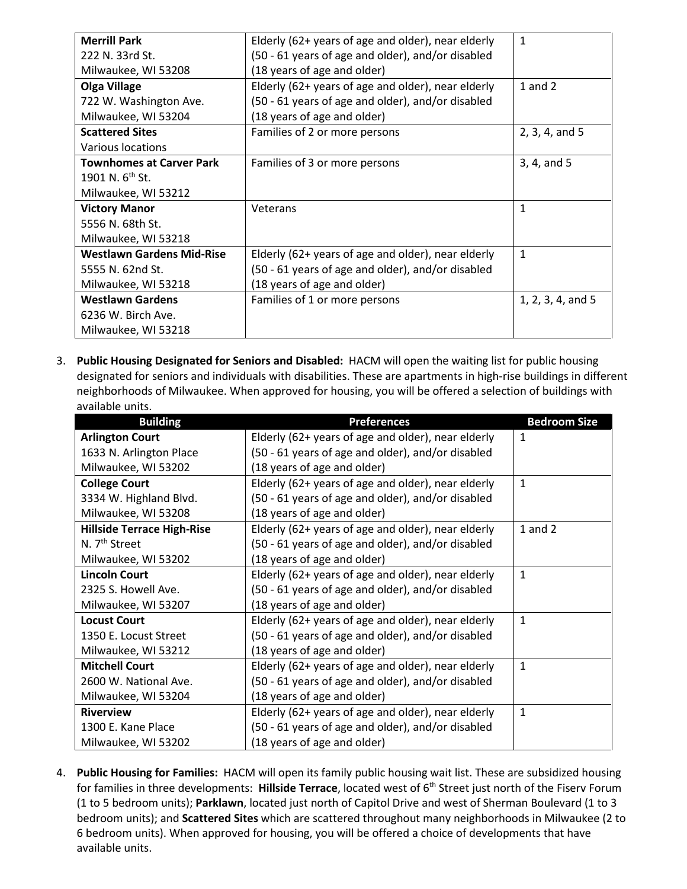| Building | Preferences | Bedroom Size |
|---|---|---|
| **Merrill Park**<br>222 N. 33rd St.<br>Milwaukee, WI 53208 | Elderly (62+ years of age and older), near elderly (50 - 61 years of age and older), and/or disabled (18 years of age and older) | 1 |
| **Olga Village**<br>722 W. Washington Ave.<br>Milwaukee, WI 53204 | Elderly (62+ years of age and older), near elderly (50 - 61 years of age and older), and/or disabled (18 years of age and older) | 1 and 2 |
| **Scattered Sites**<br>Various locations | Families of 2 or more persons | 2, 3, 4, and 5 |
| **Townhomes at Carver Park**<br>1901 N. 6th St.<br>Milwaukee, WI 53212 | Families of 3 or more persons | 3, 4, and 5 |
| **Victory Manor**<br>5556 N. 68th St.<br>Milwaukee, WI 53218 | Veterans | 1 |
| **Westlawn Gardens Mid-Rise**<br>5555 N. 62nd St.<br>Milwaukee, WI 53218 | Elderly (62+ years of age and older), near elderly (50 - 61 years of age and older), and/or disabled (18 years of age and older) | 1 |
| **Westlawn Gardens**<br>6236 W. Birch Ave.<br>Milwaukee, WI 53218 | Families of 1 or more persons | 1, 2, 3, 4, and 5 |

3. **Public Housing Designated for Seniors and Disabled:** HACM will open the waiting list for public housing designated for seniors and individuals with disabilities. These are apartments in high-rise buildings in different neighborhoods of Milwaukee. When approved for housing, you will be offered a selection of buildings with available units.

| Building | Preferences | Bedroom Size |
|---|---|---|
| **Arlington Court**<br>1633 N. Arlington Place<br>Milwaukee, WI 53202 | Elderly (62+ years of age and older), near elderly (50 - 61 years of age and older), and/or disabled (18 years of age and older) | 1 |
| **College Court**<br>3334 W. Highland Blvd.<br>Milwaukee, WI 53208 | Elderly (62+ years of age and older), near elderly (50 - 61 years of age and older), and/or disabled (18 years of age and older) | 1 |
| **Hillside Terrace High-Rise**<br>N. 7th Street<br>Milwaukee, WI 53202 | Elderly (62+ years of age and older), near elderly (50 - 61 years of age and older), and/or disabled (18 years of age and older) | 1 and 2 |
| **Lincoln Court**<br>2325 S. Howell Ave.<br>Milwaukee, WI 53207 | Elderly (62+ years of age and older), near elderly (50 - 61 years of age and older), and/or disabled (18 years of age and older) | 1 |
| **Locust Court**<br>1350 E. Locust Street<br>Milwaukee, WI 53212 | Elderly (62+ years of age and older), near elderly (50 - 61 years of age and older), and/or disabled (18 years of age and older) | 1 |
| **Mitchell Court**<br>2600 W. National Ave.<br>Milwaukee, WI 53204 | Elderly (62+ years of age and older), near elderly (50 - 61 years of age and older), and/or disabled (18 years of age and older) | 1 |
| **Riverview**<br>1300 E. Kane Place<br>Milwaukee, WI 53202 | Elderly (62+ years of age and older), near elderly (50 - 61 years of age and older), and/or disabled (18 years of age and older) | 1 |

4. **Public Housing for Families:** HACM will open its family public housing wait list. These are subsidized housing for families in three developments: **Hillside Terrace**, located west of 6th Street just north of the Fiserv Forum (1 to 5 bedroom units); **Parklawn**, located just north of Capitol Drive and west of Sherman Boulevard (1 to 3 bedroom units); and **Scattered Sites** which are scattered throughout many neighborhoods in Milwaukee (2 to 6 bedroom units). When approved for housing, you will be offered a choice of developments that have available units.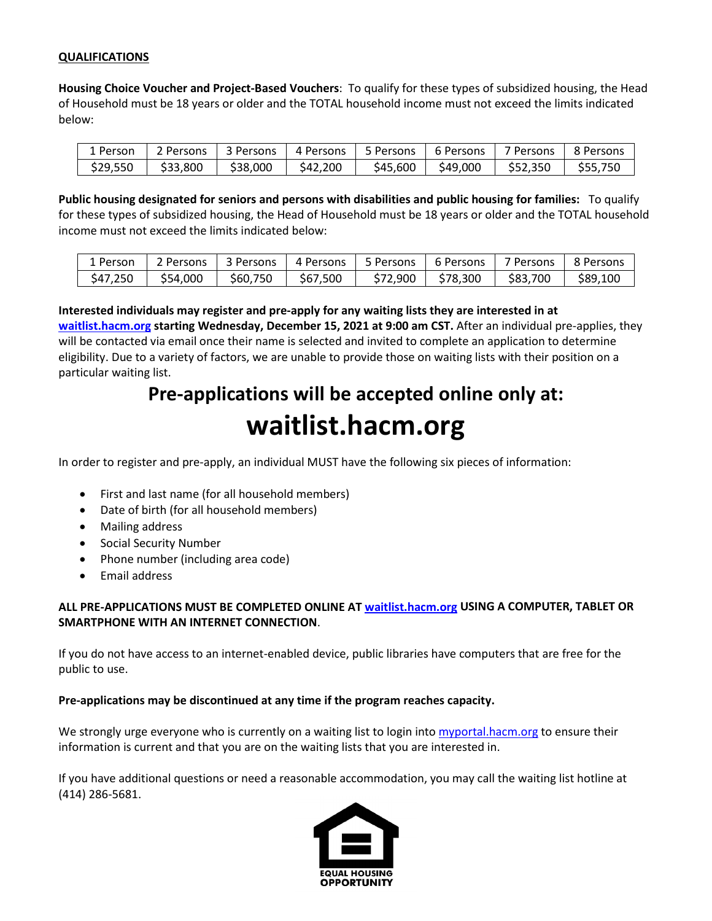**QUALIFICATIONS**

**Housing Choice Voucher and Project-Based Vouchers**: To qualify for these types of subsidized housing, the Head of Household must be 18 years or older and the TOTAL household income must not exceed the limits indicated below:

| 1 Person | 2 Persons | 3 Persons | 4 Persons | 5 Persons | 6 Persons | 7 Persons | 8 Persons |
|---|---|---|---|---|---|---|---|
| $29,550 | $33,800 | $38,000 | $42,200 | $45,600 | $49,000 | $52,350 | $55,750 |

**Public housing designated for seniors and persons with disabilities and public housing for families:** To qualify for these types of subsidized housing, the Head of Household must be 18 years or older and the TOTAL household income must not exceed the limits indicated below:

| 1 Person | 2 Persons | 3 Persons | 4 Persons | 5 Persons | 6 Persons | 7 Persons | 8 Persons |
|---|---|---|---|---|---|---|---|
| $47,250 | $54,000 | $60,750 | $67,500 | $72,900 | $78,300 | $83,700 | $89,100 |

**Interested individuals may register and pre-apply for any waiting lists they are interested in at waitlist.hacm.org starting Wednesday, December 15, 2021 at 9:00 am CST.** After an individual pre-applies, they will be contacted via email once their name is selected and invited to complete an application to determine eligibility. Due to a variety of factors, we are unable to provide those on waiting lists with their position on a particular waiting list.

# Pre-applications will be accepted online only at:

# waitlist.hacm.org

In order to register and pre-apply, an individual MUST have the following six pieces of information:

- First and last name (for all household members)
- Date of birth (for all household members)
- Mailing address
- Social Security Number
- Phone number (including area code)
- Email address

**ALL PRE-APPLICATIONS MUST BE COMPLETED ONLINE AT waitlist.hacm.org USING A COMPUTER, TABLET OR SMARTPHONE WITH AN INTERNET CONNECTION**.

If you do not have access to an internet-enabled device, public libraries have computers that are free for the public to use.

**Pre-applications may be discontinued at any time if the program reaches capacity.**

We strongly urge everyone who is currently on a waiting list to login into myportal.hacm.org to ensure their information is current and that you are on the waiting lists that you are interested in.

If you have additional questions or need a reasonable accommodation, you may call the waiting list hotline at (414) 286-5681.

EQUAL HOUSING OPPORTUNITY